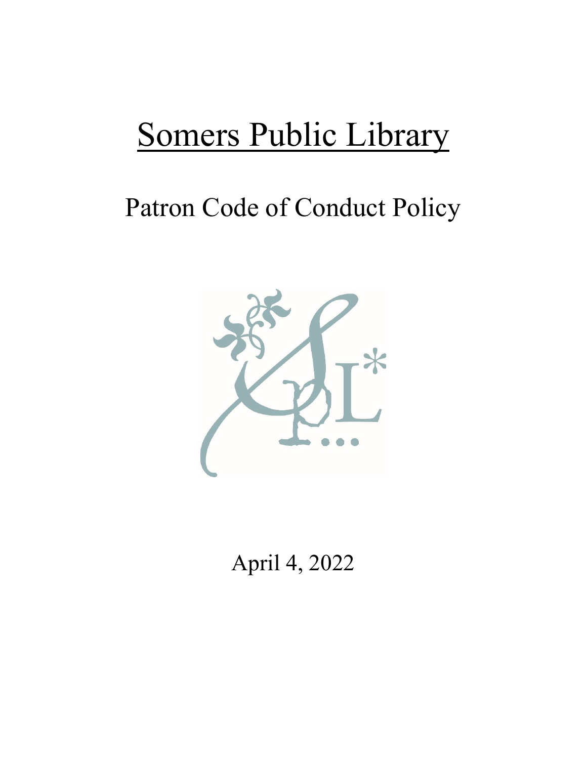# Somers Public Library

## Patron Code of Conduct Policy

April 4, 2022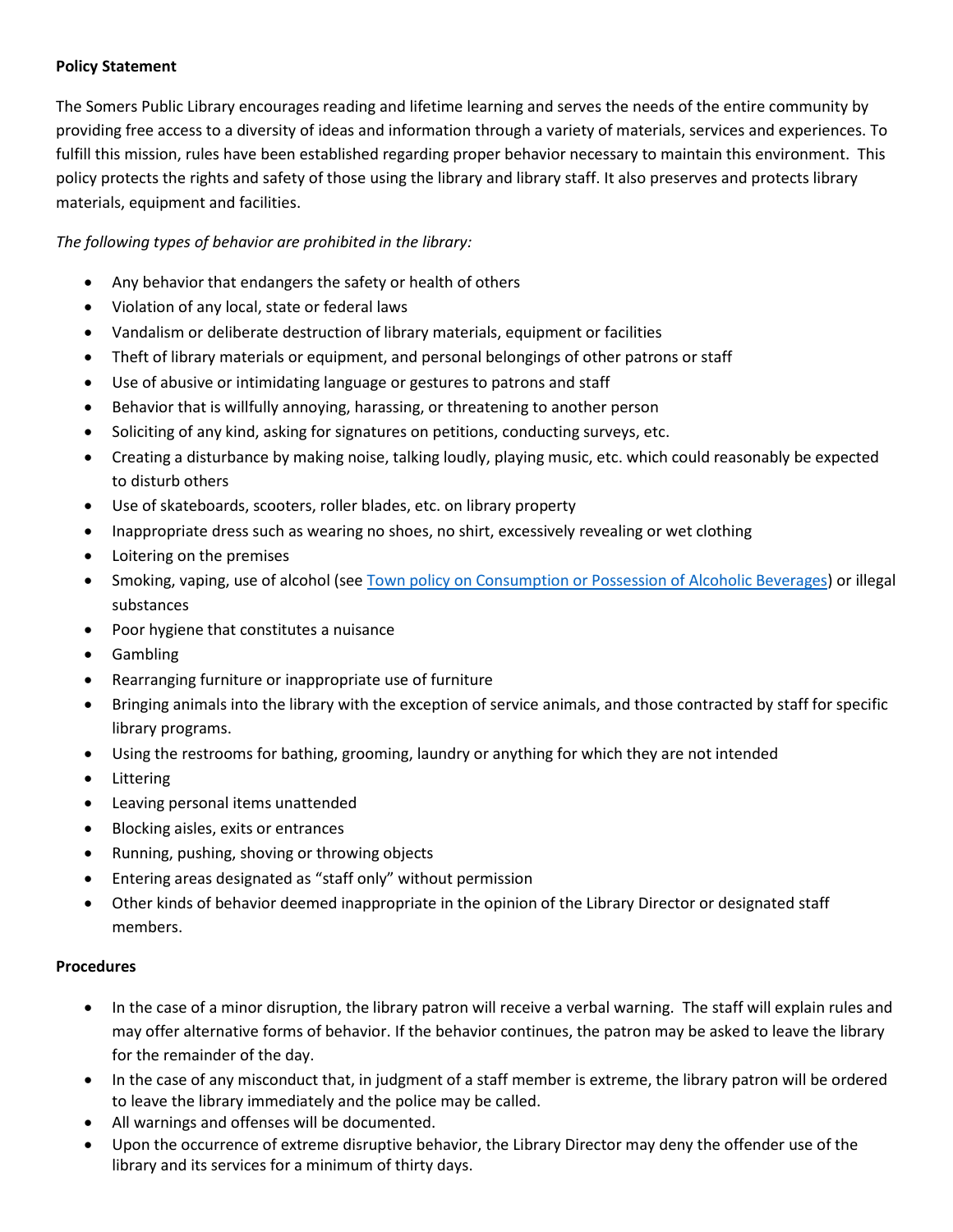**Policy Statement**

The Somers Public Library encourages reading and lifetime learning and serves the needs of the entire community by providing free access to a diversity of ideas and information through a variety of materials, services and experiences. To fulfill this mission, rules have been established regarding proper behavior necessary to maintain this environment. This policy protects the rights and safety of those using the library and library staff. It also preserves and protects library materials, equipment and facilities.

*The following types of behavior are prohibited in the library:*

- Any behavior that endangers the safety or health of others
- Violation of any local, state or federal laws
- Vandalism or deliberate destruction of library materials, equipment or facilities
- Theft of library materials or equipment, and personal belongings of other patrons or staff
- Use of abusive or intimidating language or gestures to patrons and staff
- Behavior that is willfully annoying, harassing, or threatening to another person
- Soliciting of any kind, asking for signatures on petitions, conducting surveys, etc.
- Creating a disturbance by making noise, talking loudly, playing music, etc. which could reasonably be expected to disturb others
- Use of skateboards, scooters, roller blades, etc. on library property
- Inappropriate dress such as wearing no shoes, no shirt, excessively revealing or wet clothing
- Loitering on the premises
- Smoking, vaping, use of alcohol (see Town policy on Consumption or Possession of Alcoholic Beverages) or illegal substances
- Poor hygiene that constitutes a nuisance
- Gambling
- Rearranging furniture or inappropriate use of furniture
- Bringing animals into the library with the exception of service animals, and those contracted by staff for specific library programs.
- Using the restrooms for bathing, grooming, laundry or anything for which they are not intended
- Littering
- Leaving personal items unattended
- Blocking aisles, exits or entrances
- Running, pushing, shoving or throwing objects
- Entering areas designated as "staff only" without permission
- Other kinds of behavior deemed inappropriate in the opinion of the Library Director or designated staff members.

**Procedures**

- In the case of a minor disruption, the library patron will receive a verbal warning. The staff will explain rules and may offer alternative forms of behavior. If the behavior continues, the patron may be asked to leave the library for the remainder of the day.
- In the case of any misconduct that, in judgment of a staff member is extreme, the library patron will be ordered to leave the library immediately and the police may be called.
- All warnings and offenses will be documented.
- Upon the occurrence of extreme disruptive behavior, the Library Director may deny the offender use of the library and its services for a minimum of thirty days.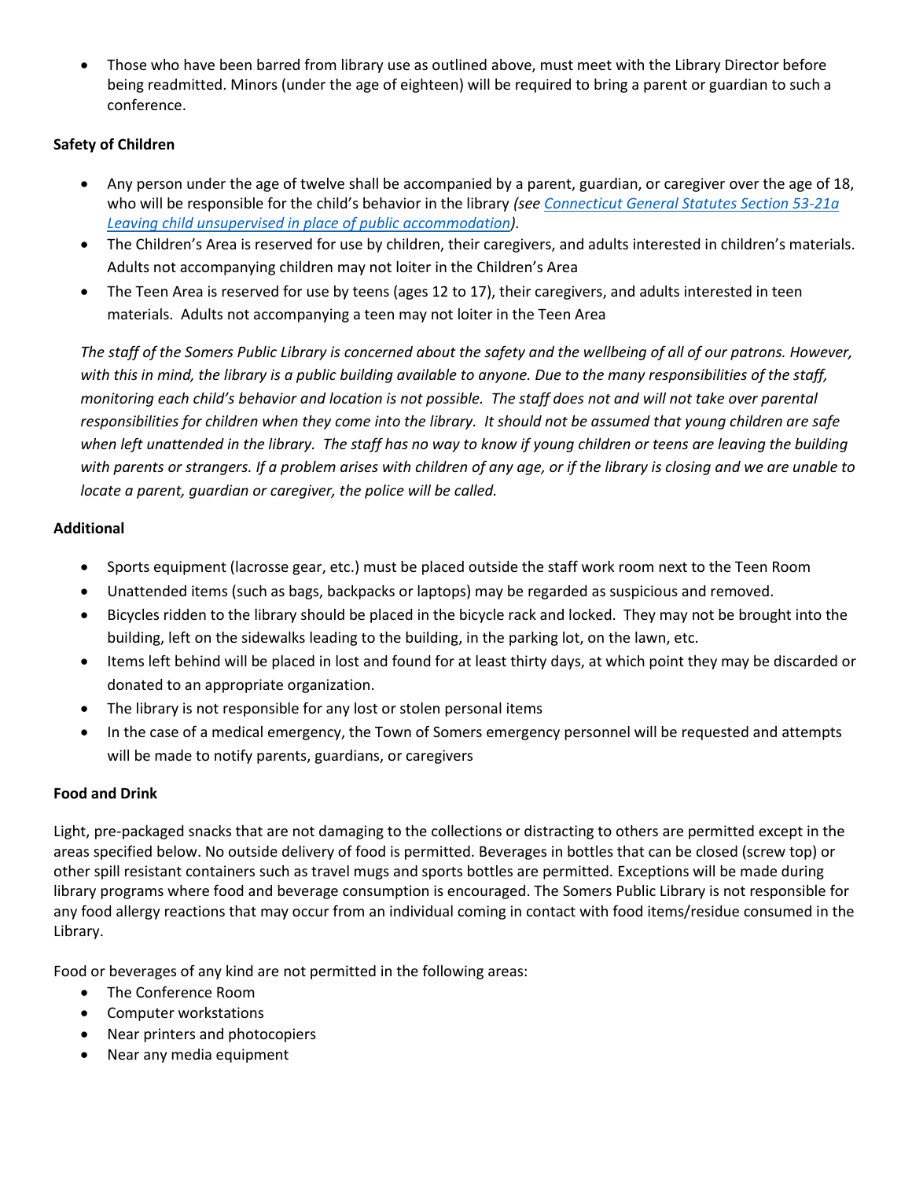- Those who have been barred from library use as outlined above, must meet with the Library Director before being readmitted. Minors (under the age of eighteen) will be required to bring a parent or guardian to such a conference.

**Safety of Children**

- Any person under the age of twelve shall be accompanied by a parent, guardian, or caregiver over the age of 18, who will be responsible for the child's behavior in the library *(see [Connecticut General Statutes Section 53-21a Leaving child unsupervised in place of public accommodation](#)).*
- The Children's Area is reserved for use by children, their caregivers, and adults interested in children's materials. Adults not accompanying children may not loiter in the Children's Area
- The Teen Area is reserved for use by teens (ages 12 to 17), their caregivers, and adults interested in teen materials. Adults not accompanying a teen may not loiter in the Teen Area

*The staff of the Somers Public Library is concerned about the safety and the wellbeing of all of our patrons. However, with this in mind, the library is a public building available to anyone. Due to the many responsibilities of the staff, monitoring each child's behavior and location is not possible. The staff does not and will not take over parental responsibilities for children when they come into the library. It should not be assumed that young children are safe when left unattended in the library. The staff has no way to know if young children or teens are leaving the building with parents or strangers. If a problem arises with children of any age, or if the library is closing and we are unable to locate a parent, guardian or caregiver, the police will be called.*

**Additional**

- Sports equipment (lacrosse gear, etc.) must be placed outside the staff work room next to the Teen Room
- Unattended items (such as bags, backpacks or laptops) may be regarded as suspicious and removed.
- Bicycles ridden to the library should be placed in the bicycle rack and locked. They may not be brought into the building, left on the sidewalks leading to the building, in the parking lot, on the lawn, etc.
- Items left behind will be placed in lost and found for at least thirty days, at which point they may be discarded or donated to an appropriate organization.
- The library is not responsible for any lost or stolen personal items
- In the case of a medical emergency, the Town of Somers emergency personnel will be requested and attempts will be made to notify parents, guardians, or caregivers

**Food and Drink**

Light, pre-packaged snacks that are not damaging to the collections or distracting to others are permitted except in the areas specified below. No outside delivery of food is permitted. Beverages in bottles that can be closed (screw top) or other spill resistant containers such as travel mugs and sports bottles are permitted. Exceptions will be made during library programs where food and beverage consumption is encouraged. The Somers Public Library is not responsible for any food allergy reactions that may occur from an individual coming in contact with food items/residue consumed in the Library.

Food or beverages of any kind are not permitted in the following areas:

- The Conference Room
- Computer workstations
- Near printers and photocopiers
- Near any media equipment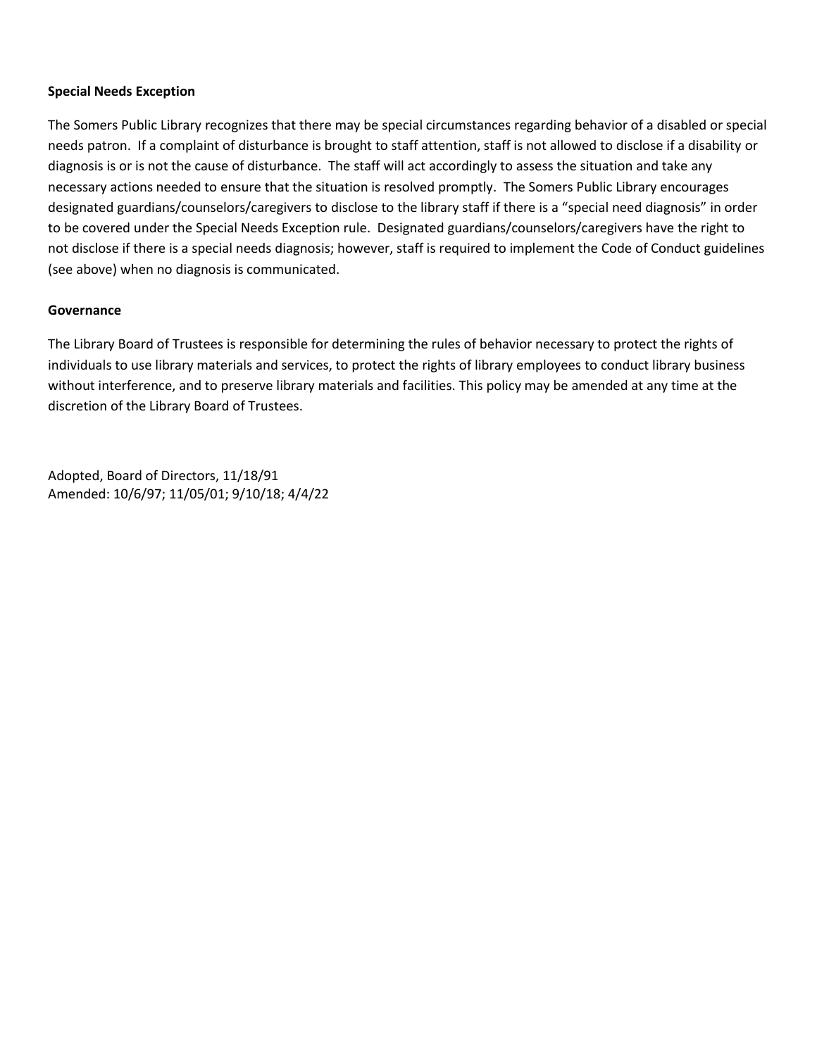**Special Needs Exception**

The Somers Public Library recognizes that there may be special circumstances regarding behavior of a disabled or special needs patron. If a complaint of disturbance is brought to staff attention, staff is not allowed to disclose if a disability or diagnosis is or is not the cause of disturbance. The staff will act accordingly to assess the situation and take any necessary actions needed to ensure that the situation is resolved promptly. The Somers Public Library encourages designated guardians/counselors/caregivers to disclose to the library staff if there is a "special need diagnosis" in order to be covered under the Special Needs Exception rule. Designated guardians/counselors/caregivers have the right to not disclose if there is a special needs diagnosis; however, staff is required to implement the Code of Conduct guidelines (see above) when no diagnosis is communicated.

**Governance**

The Library Board of Trustees is responsible for determining the rules of behavior necessary to protect the rights of individuals to use library materials and services, to protect the rights of library employees to conduct library business without interference, and to preserve library materials and facilities. This policy may be amended at any time at the discretion of the Library Board of Trustees.

Adopted, Board of Directors, 11/18/91
Amended: 10/6/97; 11/05/01; 9/10/18; 4/4/22